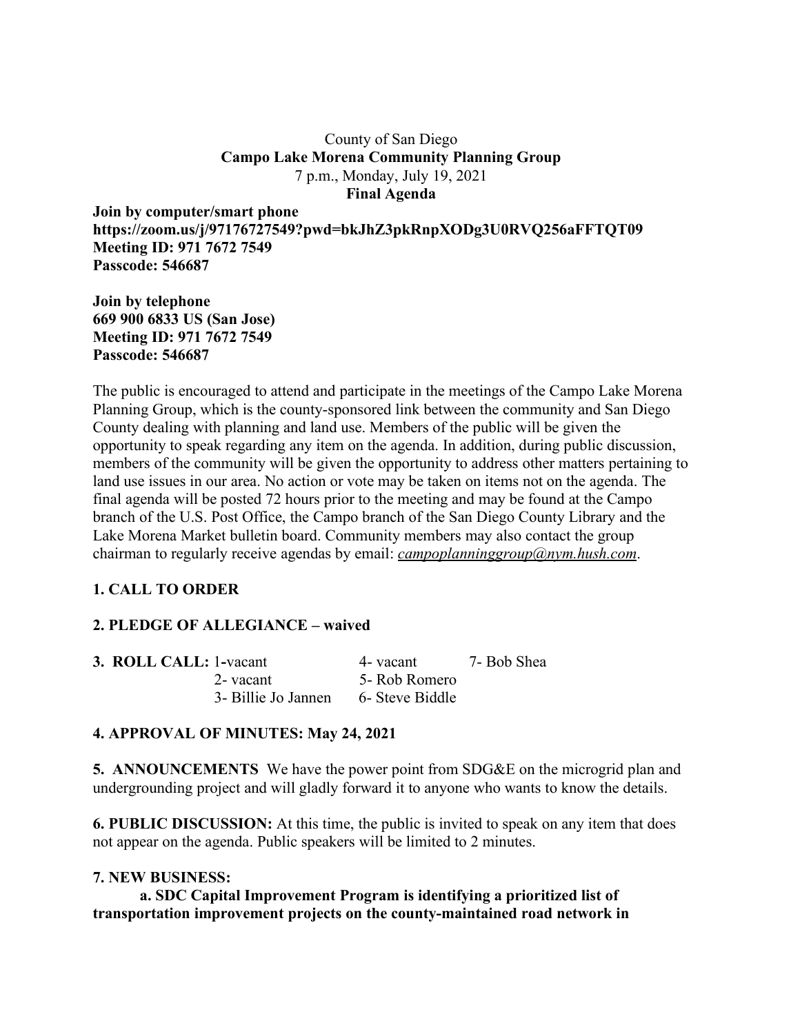County of San Diego

**Campo Lake Morena Community Planning Group**

7 p.m., Monday, July 19, 2021

**Final Agenda**

**Join by computer/smart phone**
**https://zoom.us/j/97176727549?pwd=bkJhZ3pkRnpXODg3U0RVQ256aFFTQT09**
**Meeting ID: 971 7672 7549**
**Passcode: 546687**

**Join by telephone**
**669 900 6833 US (San Jose)**
**Meeting ID: 971 7672 7549**
**Passcode: 546687**

The public is encouraged to attend and participate in the meetings of the Campo Lake Morena Planning Group, which is the county-sponsored link between the community and San Diego County dealing with planning and land use. Members of the public will be given the opportunity to speak regarding any item on the agenda. In addition, during public discussion, members of the community will be given the opportunity to address other matters pertaining to land use issues in our area. No action or vote may be taken on items not on the agenda. The final agenda will be posted 72 hours prior to the meeting and may be found at the Campo branch of the U.S. Post Office, the Campo branch of the San Diego County Library and the Lake Morena Market bulletin board. Community members may also contact the group chairman to regularly receive agendas by email: *campoplanninggroup@nym.hush.com*.

**1. CALL TO ORDER**

**2. PLEDGE OF ALLEGIANCE – waived**

**3. ROLL CALL:** 1-vacant
2- vacant
3- Billie Jo Jannen
4- vacant
5- Rob Romero
6- Steve Biddle
7- Bob Shea

**4. APPROVAL OF MINUTES: May 24, 2021**

**5. ANNOUNCEMENTS** We have the power point from SDG&E on the microgrid plan and undergrounding project and will gladly forward it to anyone who wants to know the details.

**6. PUBLIC DISCUSSION:** At this time, the public is invited to speak on any item that does not appear on the agenda. Public speakers will be limited to 2 minutes.

**7. NEW BUSINESS:**

**a. SDC Capital Improvement Program is identifying a prioritized list of transportation improvement projects on the county-maintained road network in**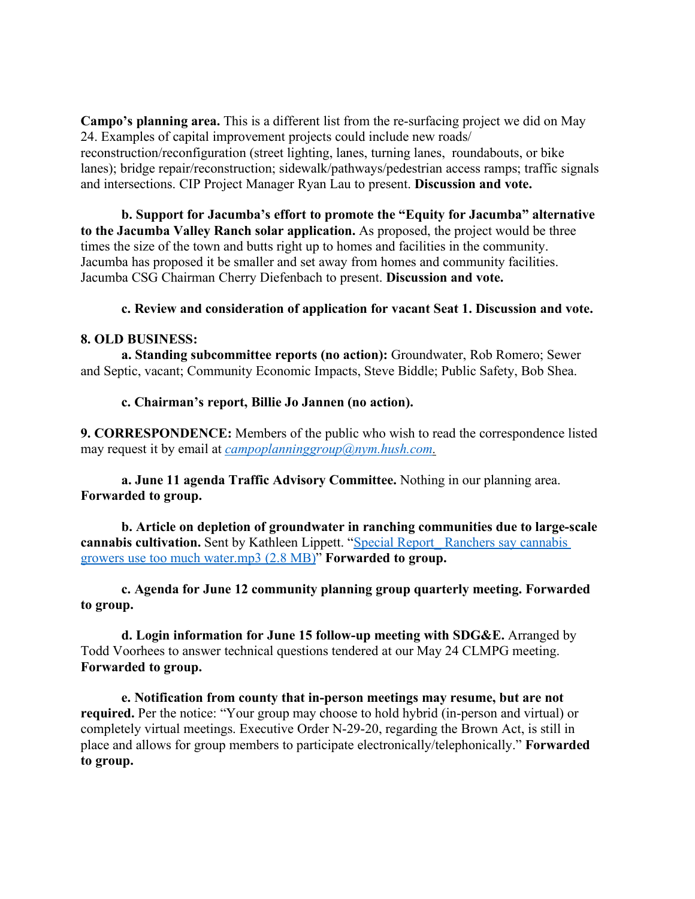**Campo's planning area.** This is a different list from the re-surfacing project we did on May 24. Examples of capital improvement projects could include new roads/ reconstruction/reconfiguration (street lighting, lanes, turning lanes, roundabouts, or bike lanes); bridge repair/reconstruction; sidewalk/pathways/pedestrian access ramps; traffic signals and intersections. CIP Project Manager Ryan Lau to present. **Discussion and vote.**

**b. Support for Jacumba's effort to promote the "Equity for Jacumba" alternative to the Jacumba Valley Ranch solar application.** As proposed, the project would be three times the size of the town and butts right up to homes and facilities in the community. Jacumba has proposed it be smaller and set away from homes and community facilities. Jacumba CSG Chairman Cherry Diefenbach to present. **Discussion and vote.**

**c. Review and consideration of application for vacant Seat 1. Discussion and vote.**

**8. OLD BUSINESS:**

**a. Standing subcommittee reports (no action):** Groundwater, Rob Romero; Sewer and Septic, vacant; Community Economic Impacts, Steve Biddle; Public Safety, Bob Shea.

**c. Chairman's report, Billie Jo Jannen (no action).**

**9. CORRESPONDENCE:** Members of the public who wish to read the correspondence listed may request it by email at *campoplanninggroup@nym.hush.com.*

**a. June 11 agenda Traffic Advisory Committee.** Nothing in our planning area. **Forwarded to group.**

**b. Article on depletion of groundwater in ranching communities due to large-scale cannabis cultivation.** Sent by Kathleen Lippett. "Special Report_ Ranchers say cannabis growers use too much water.mp3 (2.8 MB)" **Forwarded to group.**

**c. Agenda for June 12 community planning group quarterly meeting. Forwarded to group.**

**d. Login information for June 15 follow-up meeting with SDG&E.** Arranged by Todd Voorhees to answer technical questions tendered at our May 24 CLMPG meeting. **Forwarded to group.**

**e. Notification from county that in-person meetings may resume, but are not required.** Per the notice: "Your group may choose to hold hybrid (in-person and virtual) or completely virtual meetings. Executive Order N-29-20, regarding the Brown Act, is still in place and allows for group members to participate electronically/telephonically." **Forwarded to group.**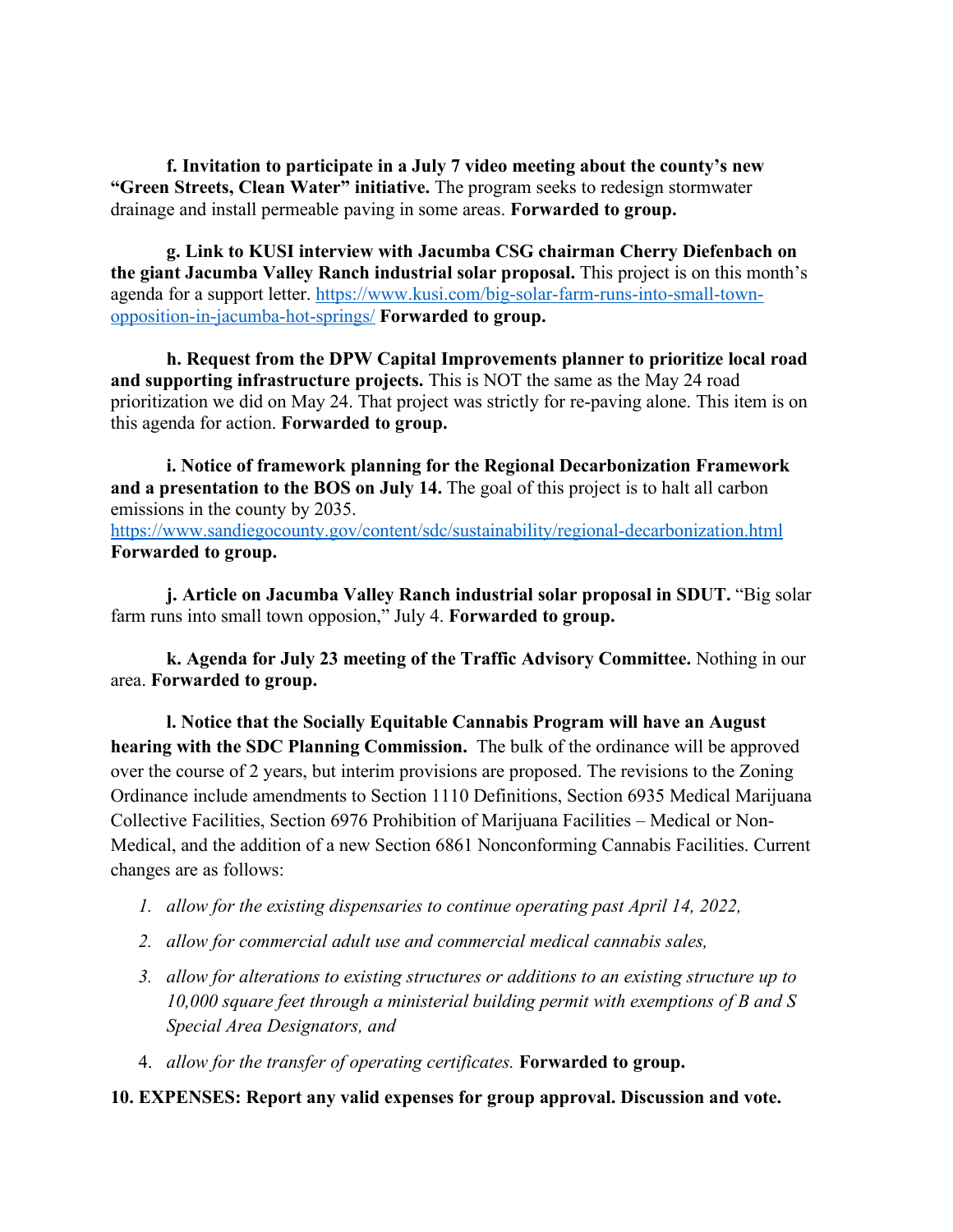**f. Invitation to participate in a July 7 video meeting about the county's new "Green Streets, Clean Water" initiative.** The program seeks to redesign stormwater drainage and install permeable paving in some areas. **Forwarded to group.**

**g. Link to KUSI interview with Jacumba CSG chairman Cherry Diefenbach on the giant Jacumba Valley Ranch industrial solar proposal.** This project is on this month's agenda for a support letter. https://www.kusi.com/big-solar-farm-runs-into-small-town-opposition-in-jacumba-hot-springs/ **Forwarded to group.**

**h. Request from the DPW Capital Improvements planner to prioritize local road and supporting infrastructure projects.** This is NOT the same as the May 24 road prioritization we did on May 24. That project was strictly for re-paving alone. This item is on this agenda for action. **Forwarded to group.**

**i. Notice of framework planning for the Regional Decarbonization Framework and a presentation to the BOS on July 14.** The goal of this project is to halt all carbon emissions in the county by 2035.
https://www.sandiegocounty.gov/content/sdc/sustainability/regional-decarbonization.html
**Forwarded to group.**

**j. Article on Jacumba Valley Ranch industrial solar proposal in SDUT.** "Big solar farm runs into small town opposion," July 4. **Forwarded to group.**

**k. Agenda for July 23 meeting of the Traffic Advisory Committee.** Nothing in our area. **Forwarded to group.**

**l. Notice that the Socially Equitable Cannabis Program will have an August hearing with the SDC Planning Commission.** The bulk of the ordinance will be approved over the course of 2 years, but interim provisions are proposed. The revisions to the Zoning Ordinance include amendments to Section 1110 Definitions, Section 6935 Medical Marijuana Collective Facilities, Section 6976 Prohibition of Marijuana Facilities – Medical or Non-Medical, and the addition of a new Section 6861 Nonconforming Cannabis Facilities. Current changes are as follows:

1. *allow for the existing dispensaries to continue operating past April 14, 2022,*
2. *allow for commercial adult use and commercial medical cannabis sales,*
3. *allow for alterations to existing structures or additions to an existing structure up to 10,000 square feet through a ministerial building permit with exemptions of B and S Special Area Designators, and*
4. *allow for the transfer of operating certificates.* **Forwarded to group.**

**10. EXPENSES: Report any valid expenses for group approval. Discussion and vote.**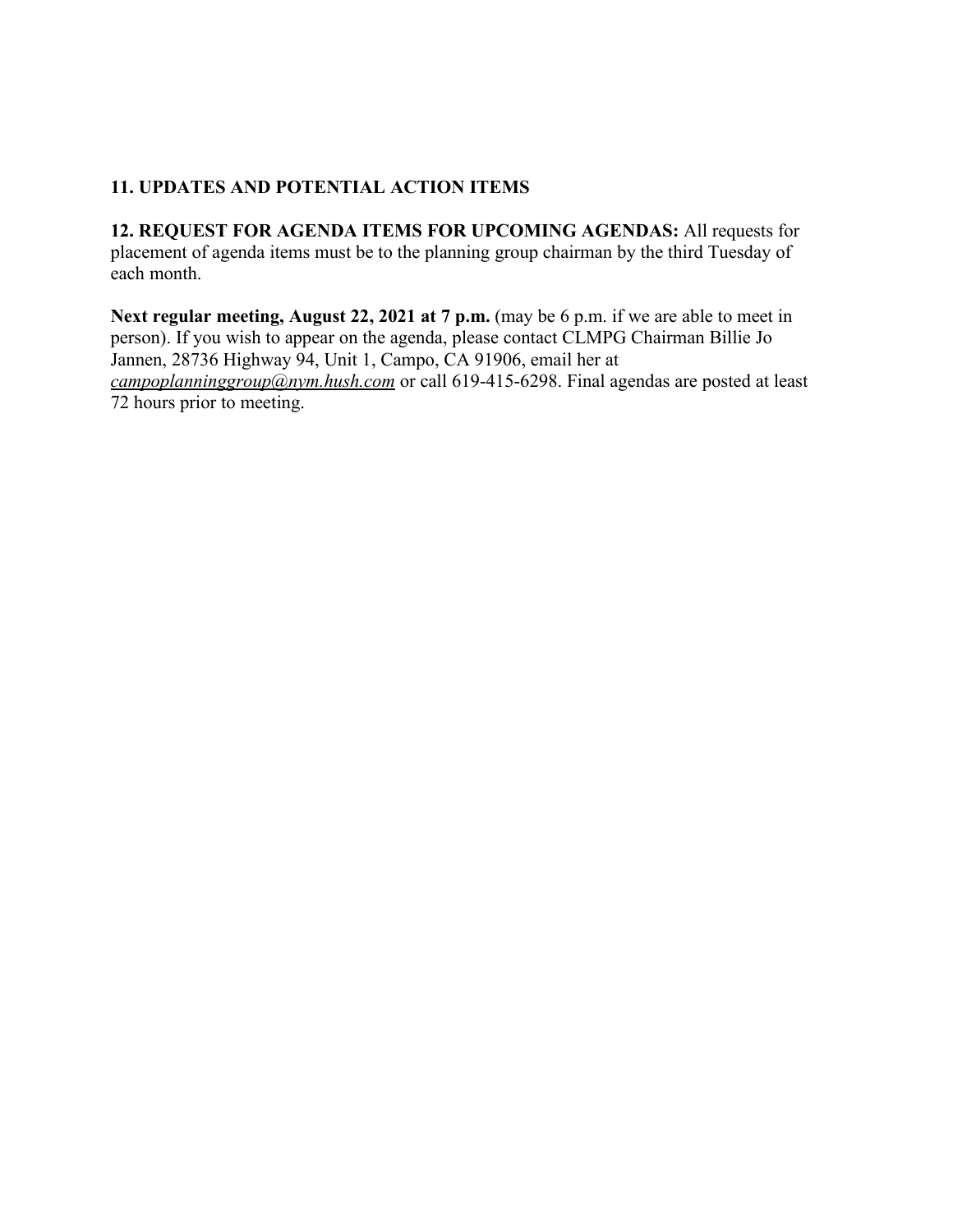**11. UPDATES AND POTENTIAL ACTION ITEMS**

**12. REQUEST FOR AGENDA ITEMS FOR UPCOMING AGENDAS:** All requests for placement of agenda items must be to the planning group chairman by the third Tuesday of each month.

**Next regular meeting, August 22, 2021 at 7 p.m.** (may be 6 p.m. if we are able to meet in person). If you wish to appear on the agenda, please contact CLMPG Chairman Billie Jo Jannen, 28736 Highway 94, Unit 1, Campo, CA 91906, email her at *campoplanninggroup@nym.hush.com* or call 619-415-6298. Final agendas are posted at least 72 hours prior to meeting.